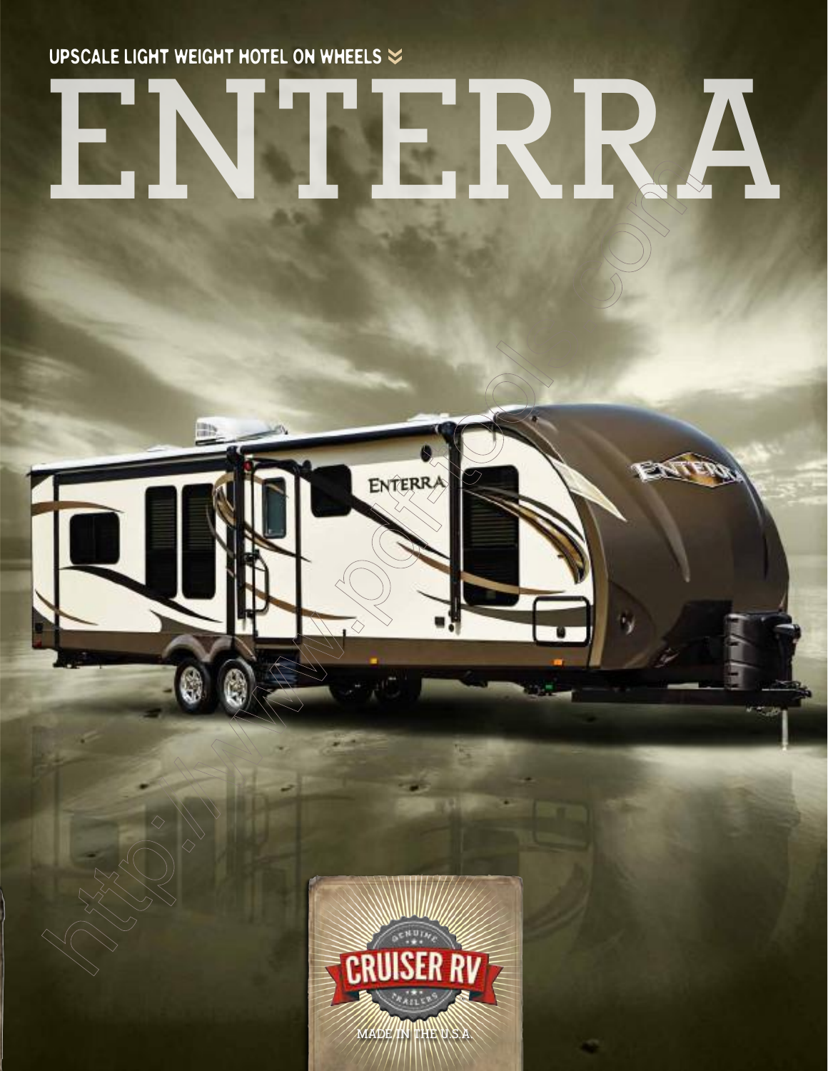UPSCALE LIGHT WEIGHT HOTEL ON WHEELS

# ENTERRA

GENUINE CRUISER RV TRAILERS

MADE IN THE U.S.A.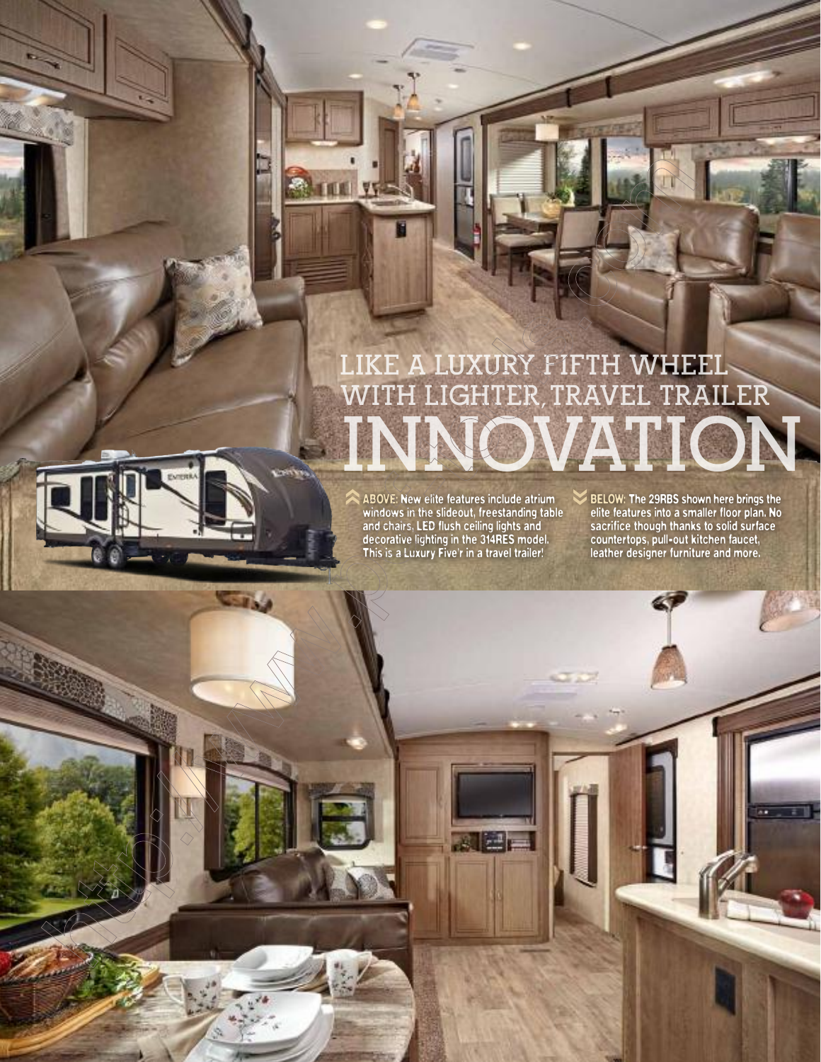# LIKE A LUXURY FIFTH WHEEL WITH LIGHTER, TRAVEL TRAILER INNOVATION

**ABOVE:** New elite features include atrium windows in the slideout, freestanding table and chairs, LED flush ceiling lights and decorative lighting in the 314RES model. This is a Luxury Five'r in a travel trailer!

**BELOW:** The 29RBS shown here brings the elite features into a smaller floor plan. No sacrifice though thanks to solid surface countertops, pull-out kitchen faucet, leather designer furniture and more.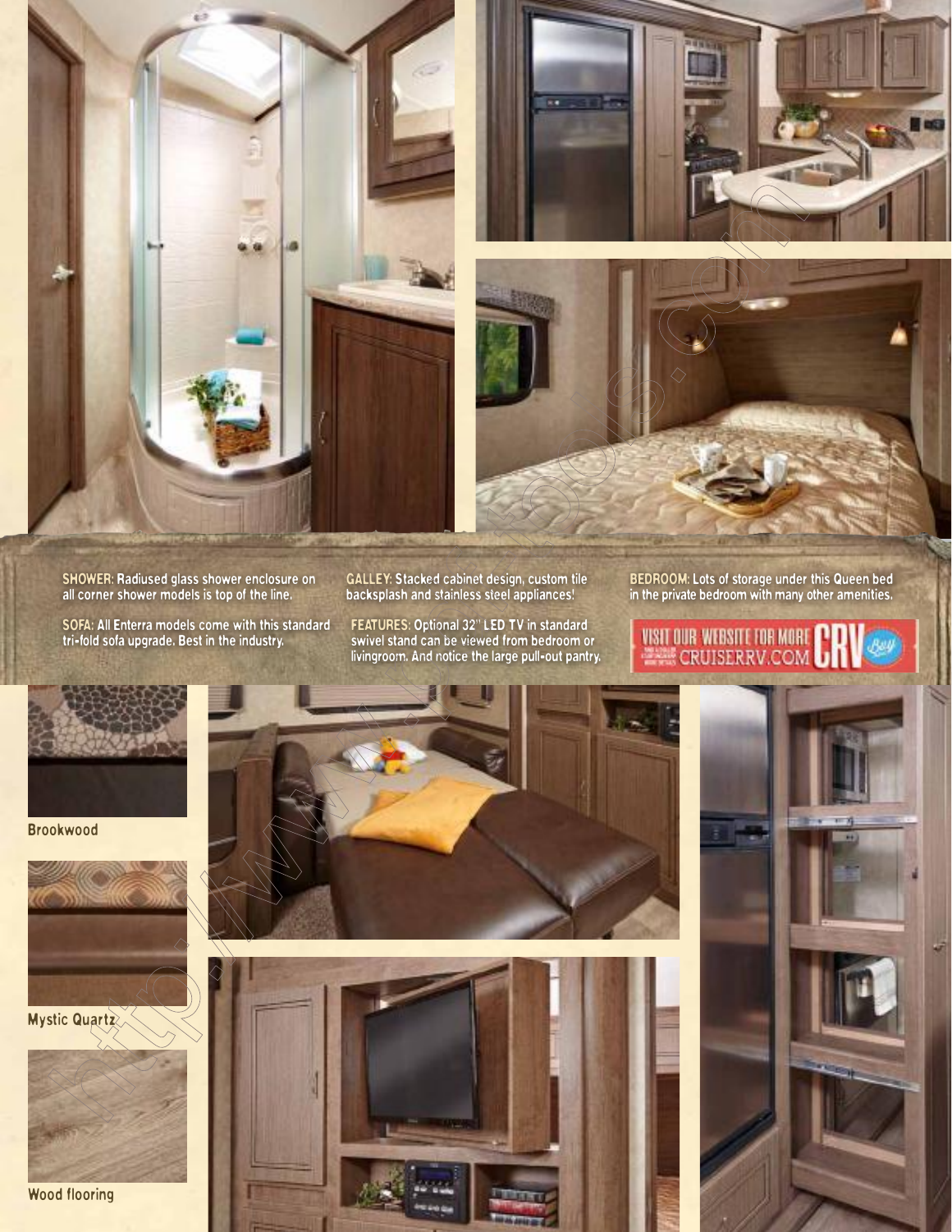**SHOWER:** Radiused glass shower enclosure on all corner shower models is top of the line.

**SOFA:** All Enterra models come with this standard tri-fold sofa upgrade. Best in the industry.

**GALLEY:** Stacked cabinet design, custom tile backsplash and stainless steel appliances!

**FEATURES:** Optional 32" LED TV in standard swivel stand can be viewed from bedroom or livingroom. And notice the large pull-out pantry.

**BEDROOM:** Lots of storage under this Queen bed in the private bedroom with many other amenities.

VISIT OUR WEBSITE FOR MORE CRUISERRV.COM

Brookwood

Mystic Quartz

Wood flooring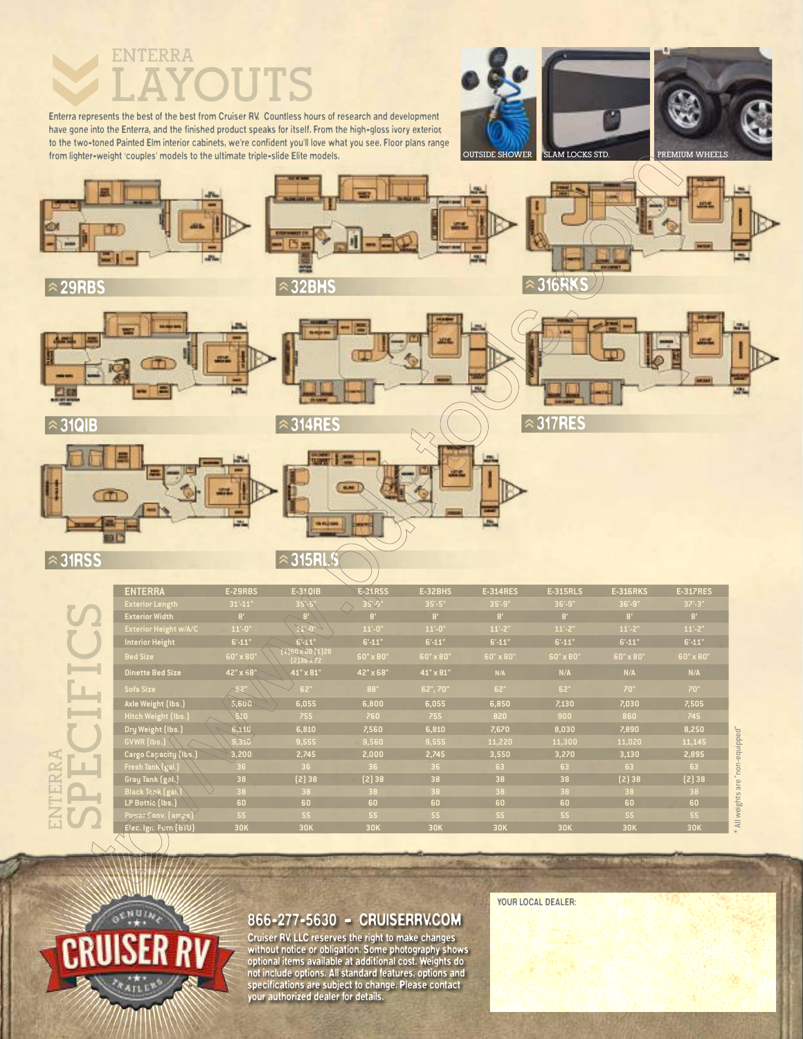# ENTERRA LAYOUTS

Enterra represents the best of the best from Cruiser RV. Countless hours of research and development have gone into the Enterra, and the finished product speaks for itself. From the high-gloss ivory exterior, to the two-toned Painted Elm interior cabinets, we're confident you'll love what you see. Floor plans range from lighter-weight 'couples' models to the ultimate triple-slide Elite models.

OUTSIDE SHOWER

SLAM LOCKS STD.

PREMIUM WHEELS

29RBS

32BHS

316RKS

31QIB

314RES

317RES

31RSS

315RLS

## ENTERRA SPECIFICS

| ENTERRA | E-29RBS | E-31QIB | E-31RSS | E-32BHS | E-314RES | E-315RLS | E-316RKS | E-317RES |
|---|---|---|---|---|---|---|---|---|
| Exterior Length | 31'-11" | 35'-5" | 35'-9" | 35'-5" | 35'-9" | 36'-9" | 36'-9" | 37'-3" |
| Exterior Width | 8' | 8' | 8' | 8' | 8' | 8' | 8' | 8' |
| Exterior Height w/A/C | 11'-0" | 11'-0" | 11'-0" | 11'-0" | 11'-2" | 11'-2" | 11'-2" | 11'-2" |
| Interior Height | 6'-11" | 6'-11" | 6'-11" | 6'-11" | 6'-11" | 6'-11" | 6'-11" | 6'-11" |
| Bed Size | 60" x 80" | (1)60 x 80 (1)28 (2)36 x 72 | 60" x 80" | 60" x 80" | 60" x 80" | 60" x 80" | 60" x 80" | 60" x 80" |
| Dinette Bed Size | 42" x 68" | 41" x 81" | 42" x 68" | 41" x 81" | N/A | N/A | N/A | N/A |
| Sofa Size | 62" | 62" | 88" | 62", 70" | 62" | 62" | 70" | 70" |
| Axle Weight (lbs.) | 5,600 | 6,055 | 6,800 | 6,055 | 6,850 | 7,130 | 7,030 | 7,505 |
| Hitch Weight (lbs.) | 510 | 755 | 760 | 755 | 820 | 900 | 860 | 745 |
| Dry Weight (lbs.) | 6,110 | 6,810 | 7,560 | 6,810 | 7,670 | 8,030 | 7,890 | 8,250 |
| GVWR (lbs.) | 9,310 | 9,555 | 9,560 | 9,555 | 11,220 | 11,300 | 11,020 | 11,145 |
| Cargo Capacity (lbs.) | 3,200 | 2,745 | 2,000 | 2,745 | 3,550 | 3,270 | 3,130 | 2,895 |
| Fresh Tank (gal.) | 36 | 36 | 36 | 36 | 63 | 63 | 63 | 63 |
| Gray Tank (gal.) | 38 | (2) 38 | (2) 38 | 38 | 38 | 38 | (2) 38 | (2) 38 |
| Black Tank (gal.) | 38 | 38 | 38 | 38 | 38 | 38 | 38 | 38 |
| LP Bottle (lbs.) | 60 | 60 | 60 | 60 | 60 | 60 | 60 | 60 |
| Power Conv. (amps) | 55 | 55 | 55 | 55 | 55 | 55 | 55 | 55 |
| Elec. Ign. Furn (BTU) | 30K | 30K | 30K | 30K | 30K | 30K | 30K | 30K |

\* All weights are "non-equipped"

GENUINE CRUISER RV TRAILERS

**866-277-5630 - CRUISERRV.COM**

Cruiser RV, LLC reserves the right to make changes without notice or obligation. Some photography shows optional items available at additional cost. Weights do not include options. All standard features, options and specifications are subject to change. Please contact your authorized dealer for details.

YOUR LOCAL DEALER: